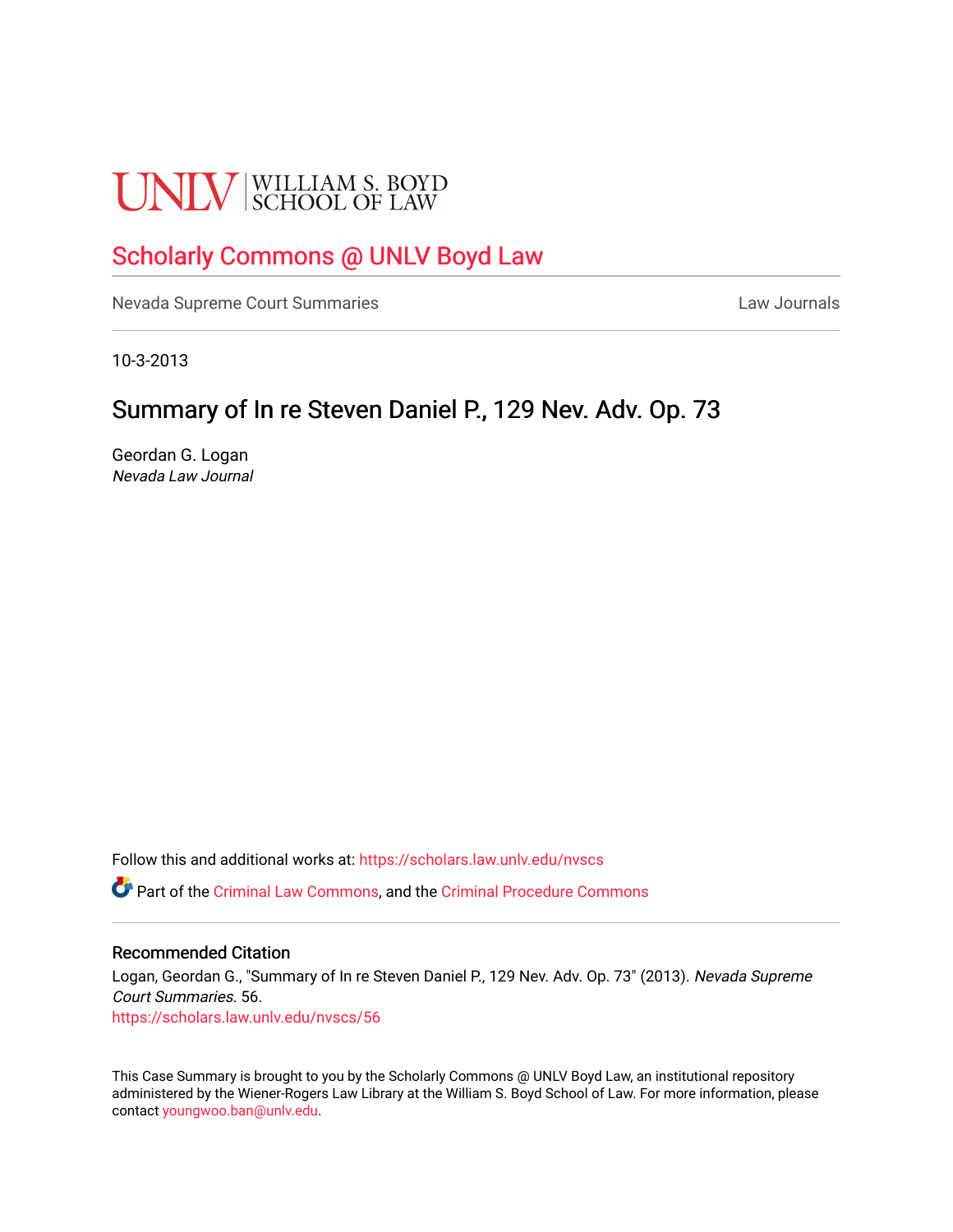UNLV | WILLIAM S. BOYD SCHOOL OF LAW

# Scholarly Commons @ UNLV Boyd Law

Nevada Supreme Court Summaries — Law Journals

10-3-2013

## Summary of In re Steven Daniel P., 129 Nev. Adv. Op. 73

Geordan G. Logan
*Nevada Law Journal*

Follow this and additional works at: https://scholars.law.unlv.edu/nvscs

Part of the Criminal Law Commons, and the Criminal Procedure Commons

### Recommended Citation

Logan, Geordan G., "Summary of In re Steven Daniel P., 129 Nev. Adv. Op. 73" (2013). *Nevada Supreme Court Summaries*. 56.
https://scholars.law.unlv.edu/nvscs/56

This Case Summary is brought to you by the Scholarly Commons @ UNLV Boyd Law, an institutional repository administered by the Wiener-Rogers Law Library at the William S. Boyd School of Law. For more information, please contact youngwoo.ban@unlv.edu.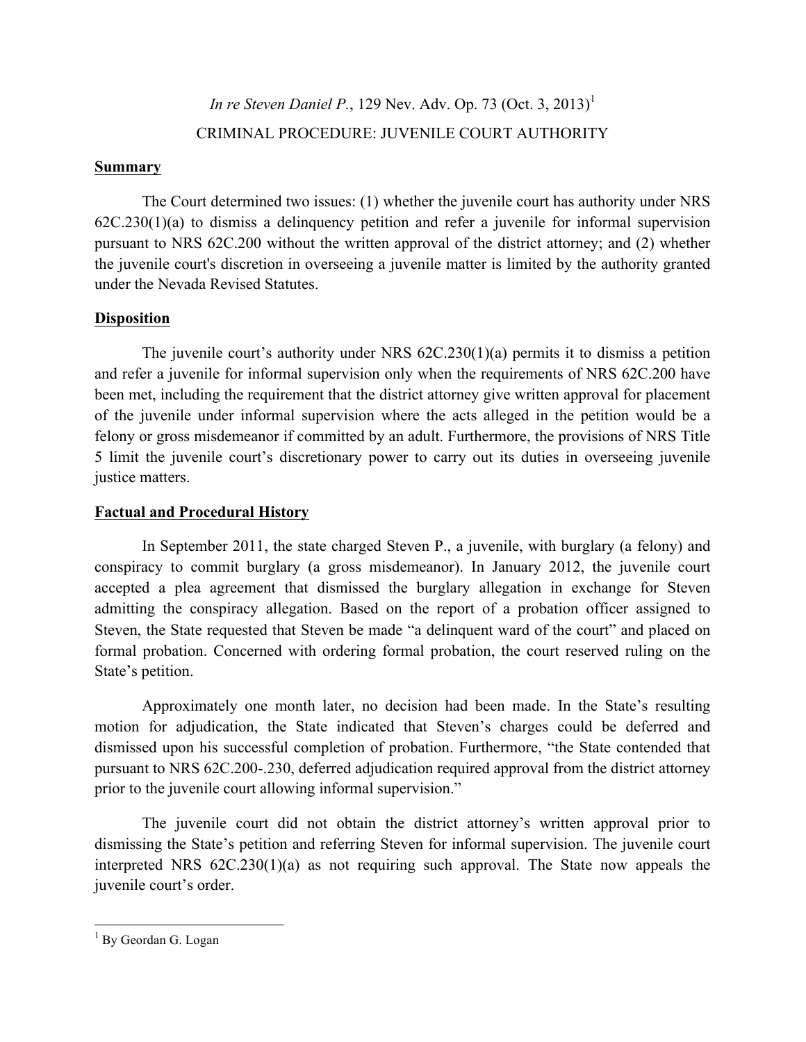*In re Steven Daniel P.*, 129 Nev. Adv. Op. 73 (Oct. 3, 2013)[1]

CRIMINAL PROCEDURE: JUVENILE COURT AUTHORITY

## Summary

The Court determined two issues: (1) whether the juvenile court has authority under NRS 62C.230(1)(a) to dismiss a delinquency petition and refer a juvenile for informal supervision pursuant to NRS 62C.200 without the written approval of the district attorney; and (2) whether the juvenile court's discretion in overseeing a juvenile matter is limited by the authority granted under the Nevada Revised Statutes.

## Disposition

The juvenile court's authority under NRS 62C.230(1)(a) permits it to dismiss a petition and refer a juvenile for informal supervision only when the requirements of NRS 62C.200 have been met, including the requirement that the district attorney give written approval for placement of the juvenile under informal supervision where the acts alleged in the petition would be a felony or gross misdemeanor if committed by an adult. Furthermore, the provisions of NRS Title 5 limit the juvenile court's discretionary power to carry out its duties in overseeing juvenile justice matters.

## Factual and Procedural History

In September 2011, the state charged Steven P., a juvenile, with burglary (a felony) and conspiracy to commit burglary (a gross misdemeanor). In January 2012, the juvenile court accepted a plea agreement that dismissed the burglary allegation in exchange for Steven admitting the conspiracy allegation. Based on the report of a probation officer assigned to Steven, the State requested that Steven be made "a delinquent ward of the court" and placed on formal probation. Concerned with ordering formal probation, the court reserved ruling on the State's petition.

Approximately one month later, no decision had been made. In the State's resulting motion for adjudication, the State indicated that Steven's charges could be deferred and dismissed upon his successful completion of probation. Furthermore, "the State contended that pursuant to NRS 62C.200-.230, deferred adjudication required approval from the district attorney prior to the juvenile court allowing informal supervision."

The juvenile court did not obtain the district attorney's written approval prior to dismissing the State's petition and referring Steven for informal supervision. The juvenile court interpreted NRS 62C.230(1)(a) as not requiring such approval. The State now appeals the juvenile court's order.

---

[1] By Geordan G. Logan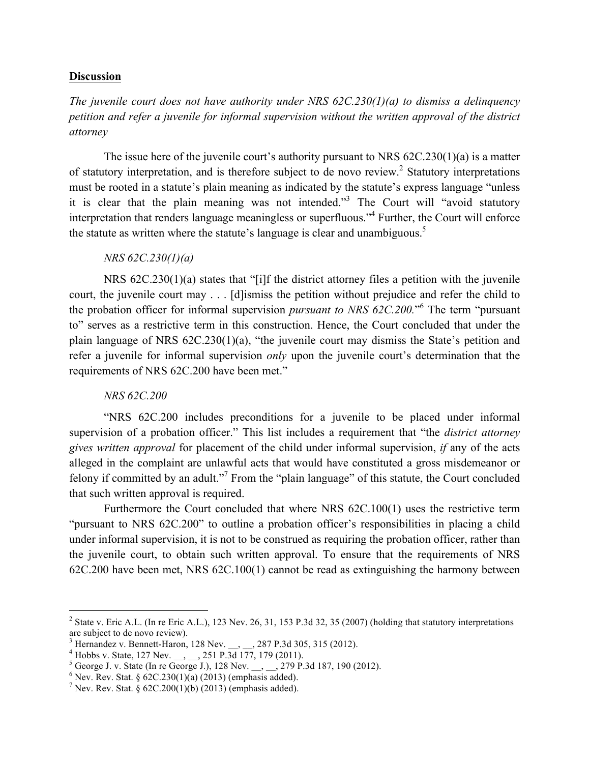**Discussion**

*The juvenile court does not have authority under NRS 62C.230(1)(a) to dismiss a delinquency petition and refer a juvenile for informal supervision without the written approval of the district attorney*

The issue here of the juvenile court's authority pursuant to NRS 62C.230(1)(a) is a matter of statutory interpretation, and is therefore subject to de novo review.[2] Statutory interpretations must be rooted in a statute's plain meaning as indicated by the statute's express language "unless it is clear that the plain meaning was not intended."[3] The Court will "avoid statutory interpretation that renders language meaningless or superfluous."[4] Further, the Court will enforce the statute as written where the statute's language is clear and unambiguous.[5]

*NRS 62C.230(1)(a)*

NRS 62C.230(1)(a) states that "[i]f the district attorney files a petition with the juvenile court, the juvenile court may . . . [d]ismiss the petition without prejudice and refer the child to the probation officer for informal supervision *pursuant to NRS 62C.200.*"[6] The term "pursuant to" serves as a restrictive term in this construction. Hence, the Court concluded that under the plain language of NRS 62C.230(1)(a), "the juvenile court may dismiss the State's petition and refer a juvenile for informal supervision *only* upon the juvenile court's determination that the requirements of NRS 62C.200 have been met."

*NRS 62C.200*

"NRS 62C.200 includes preconditions for a juvenile to be placed under informal supervision of a probation officer." This list includes a requirement that "the *district attorney gives written approval* for placement of the child under informal supervision, *if* any of the acts alleged in the complaint are unlawful acts that would have constituted a gross misdemeanor or felony if committed by an adult."[7] From the "plain language" of this statute, the Court concluded that such written approval is required.

Furthermore the Court concluded that where NRS 62C.100(1) uses the restrictive term "pursuant to NRS 62C.200" to outline a probation officer's responsibilities in placing a child under informal supervision, it is not to be construed as requiring the probation officer, rather than the juvenile court, to obtain such written approval. To ensure that the requirements of NRS 62C.200 have been met, NRS 62C.100(1) cannot be read as extinguishing the harmony between

---

[2] State v. Eric A.L. (In re Eric A.L.), 123 Nev. 26, 31, 153 P.3d 32, 35 (2007) (holding that statutory interpretations are subject to de novo review).

[3] Hernandez v. Bennett-Haron, 128 Nev. __, __, 287 P.3d 305, 315 (2012).

[4] Hobbs v. State, 127 Nev. __, __, 251 P.3d 177, 179 (2011).

[5] George J. v. State (In re George J.), 128 Nev. __, __, 279 P.3d 187, 190 (2012).

[6] Nev. Rev. Stat. § 62C.230(1)(a) (2013) (emphasis added).

[7] Nev. Rev. Stat. § 62C.200(1)(b) (2013) (emphasis added).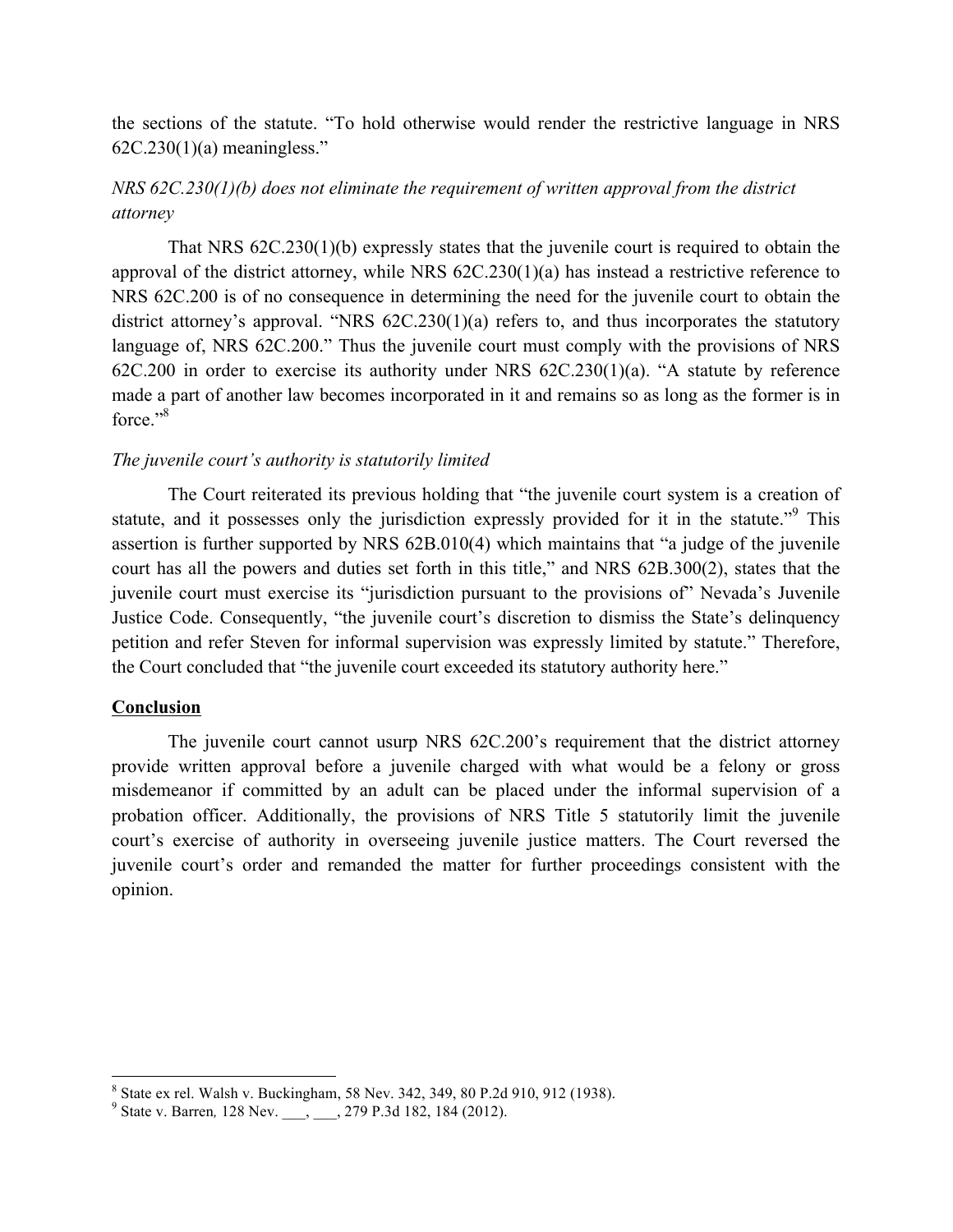the sections of the statute. "To hold otherwise would render the restrictive language in NRS 62C.230(1)(a) meaningless."

*NRS 62C.230(1)(b) does not eliminate the requirement of written approval from the district attorney*

That NRS 62C.230(1)(b) expressly states that the juvenile court is required to obtain the approval of the district attorney, while NRS 62C.230(1)(a) has instead a restrictive reference to NRS 62C.200 is of no consequence in determining the need for the juvenile court to obtain the district attorney's approval. "NRS 62C.230(1)(a) refers to, and thus incorporates the statutory language of, NRS 62C.200." Thus the juvenile court must comply with the provisions of NRS 62C.200 in order to exercise its authority under NRS 62C.230(1)(a). "A statute by reference made a part of another law becomes incorporated in it and remains so as long as the former is in force."[8]

*The juvenile court's authority is statutorily limited*

The Court reiterated its previous holding that "the juvenile court system is a creation of statute, and it possesses only the jurisdiction expressly provided for it in the statute."[9] This assertion is further supported by NRS 62B.010(4) which maintains that "a judge of the juvenile court has all the powers and duties set forth in this title," and NRS 62B.300(2), states that the juvenile court must exercise its "jurisdiction pursuant to the provisions of" Nevada's Juvenile Justice Code. Consequently, "the juvenile court's discretion to dismiss the State's delinquency petition and refer Steven for informal supervision was expressly limited by statute." Therefore, the Court concluded that "the juvenile court exceeded its statutory authority here."

**Conclusion**

The juvenile court cannot usurp NRS 62C.200's requirement that the district attorney provide written approval before a juvenile charged with what would be a felony or gross misdemeanor if committed by an adult can be placed under the informal supervision of a probation officer. Additionally, the provisions of NRS Title 5 statutorily limit the juvenile court's exercise of authority in overseeing juvenile justice matters. The Court reversed the juvenile court's order and remanded the matter for further proceedings consistent with the opinion.

---

[8] State ex rel. Walsh v. Buckingham, 58 Nev. 342, 349, 80 P.2d 910, 912 (1938).

[9] State v. Barren, 128 Nev. ___, ___, 279 P.3d 182, 184 (2012).